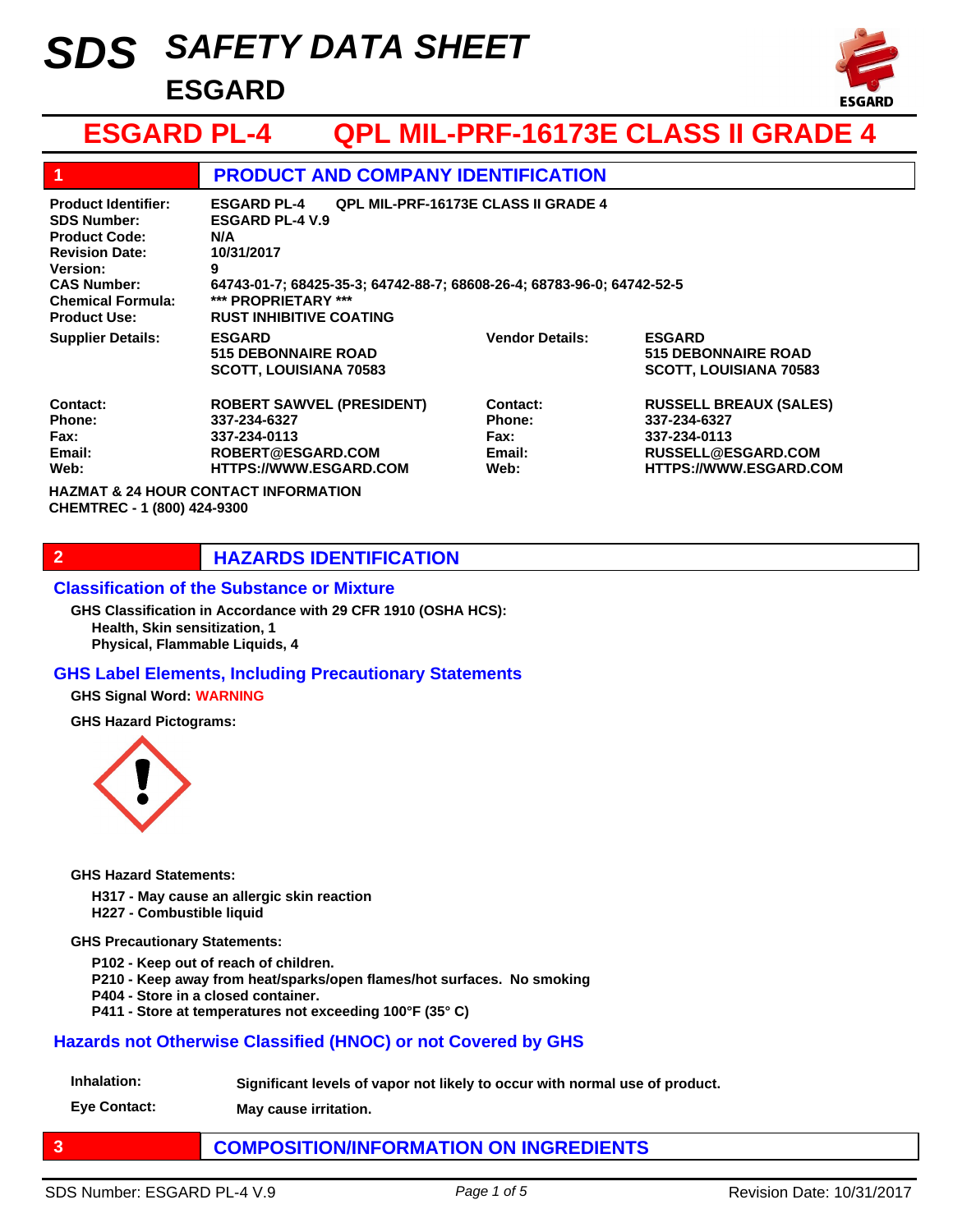# SDS SAFETY DATA SHEET

## ESGARD

# ESGARD PL-4 QPL MIL-PRF-16173E CLASS II GRADE 4

## 1 PRODUCT AND COMPANY IDENTIFICATION

| | |
|---|---|
| **Product Identifier:** | **ESGARD PL-4 QPL MIL-PRF-16173E CLASS II GRADE 4** |
| **SDS Number:** | **ESGARD PL-4 V.9** |
| **Product Code:** | **N/A** |
| **Revision Date:** | **10/31/2017** |
| **Version:** | **9** |
| **CAS Number:** | **64743-01-7; 68425-35-3; 64742-88-7; 68608-26-4; 68783-96-0; 64742-52-5** |
| **Chemical Formula:** | **\*\*\* PROPRIETARY \*\*\*** |
| **Product Use:** | **RUST INHIBITIVE COATING** |

| | | | |
|---|---|---|---|
| **Supplier Details:** | **ESGARD<br>515 DEBONNAIRE ROAD<br>SCOTT, LOUISIANA 70583** | **Vendor Details:** | **ESGARD<br>515 DEBONNAIRE ROAD<br>SCOTT, LOUISIANA 70583** |
| **Contact:** | **ROBERT SAWVEL (PRESIDENT)** | **Contact:** | **RUSSELL BREAUX (SALES)** |
| **Phone:** | **337-234-6327** | **Phone:** | **337-234-6327** |
| **Fax:** | **337-234-0113** | **Fax:** | **337-234-0113** |
| **Email:** | **ROBERT@ESGARD.COM** | **Email:** | **RUSSELL@ESGARD.COM** |
| **Web:** | **HTTPS://WWW.ESGARD.COM** | **Web:** | **HTTPS://WWW.ESGARD.COM** |

**HAZMAT & 24 HOUR CONTACT INFORMATION**
**CHEMTREC - 1 (800) 424-9300**

## 2 HAZARDS IDENTIFICATION

### Classification of the Substance or Mixture

**GHS Classification in Accordance with 29 CFR 1910 (OSHA HCS):**
- **Health, Skin sensitization, 1**
- **Physical, Flammable Liquids, 4**

### GHS Label Elements, Including Precautionary Statements

**GHS Signal Word: WARNING**

**GHS Hazard Pictograms:**

**GHS Hazard Statements:**

- **H317 - May cause an allergic skin reaction**
- **H227 - Combustible liquid**

**GHS Precautionary Statements:**

- **P102 - Keep out of reach of children.**
- **P210 - Keep away from heat/sparks/open flames/hot surfaces. No smoking**
- **P404 - Store in a closed container.**
- **P411 - Store at temperatures not exceeding 100°F (35° C)**

### Hazards not Otherwise Classified (HNOC) or not Covered by GHS

| | |
|---|---|
| **Inhalation:** | **Significant levels of vapor not likely to occur with normal use of product.** |
| **Eye Contact:** | **May cause irritation.** |

## 3 COMPOSITION/INFORMATION ON INGREDIENTS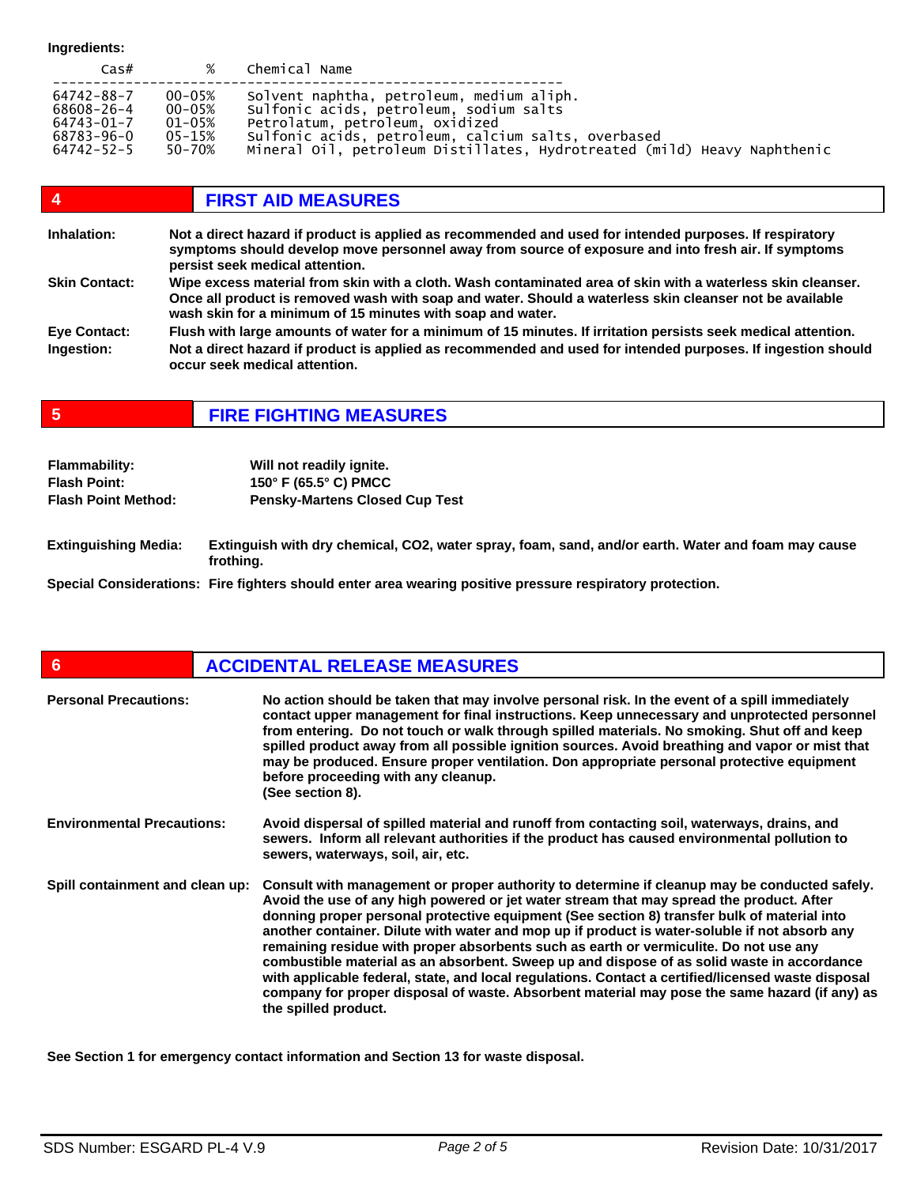**Ingredients:**

| Cas# | % | Chemical Name |
|---|---|---|
| 64742-88-7 | 00-05% | Solvent naphtha, petroleum, medium aliph. |
| 68608-26-4 | 00-05% | Sulfonic acids, petroleum, sodium salts |
| 64743-01-7 | 01-05% | Petrolatum, petroleum, oxidized |
| 68783-96-0 | 05-15% | Sulfonic acids, petroleum, calcium salts, overbased |
| 64742-52-5 | 50-70% | Mineral Oil, petroleum Distillates, Hydrotreated (mild) Heavy Naphthenic |

## 4 FIRST AID MEASURES

**Inhalation:** Not a direct hazard if product is applied as recommended and used for intended purposes. If respiratory symptoms should develop move personnel away from source of exposure and into fresh air. If symptoms persist seek medical attention.

**Skin Contact:** Wipe excess material from skin with a cloth. Wash contaminated area of skin with a waterless skin cleanser. Once all product is removed wash with soap and water. Should a waterless skin cleanser not be available wash skin for a minimum of 15 minutes with soap and water.

**Eye Contact:** Flush with large amounts of water for a minimum of 15 minutes. If irritation persists seek medical attention.

**Ingestion:** Not a direct hazard if product is applied as recommended and used for intended purposes. If ingestion should occur seek medical attention.

## 5 FIRE FIGHTING MEASURES

**Flammability:** Will not readily ignite.
**Flash Point:** 150° F (65.5° C) PMCC
**Flash Point Method:** Pensky-Martens Closed Cup Test

**Extinguishing Media:** Extinguish with dry chemical, CO2, water spray, foam, sand, and/or earth. Water and foam may cause frothing.

**Special Considerations:** Fire fighters should enter area wearing positive pressure respiratory protection.

## 6 ACCIDENTAL RELEASE MEASURES

**Personal Precautions:** No action should be taken that may involve personal risk. In the event of a spill immediately contact upper management for final instructions. Keep unnecessary and unprotected personnel from entering. Do not touch or walk through spilled materials. No smoking. Shut off and keep spilled product away from all possible ignition sources. Avoid breathing and vapor or mist that may be produced. Ensure proper ventilation. Don appropriate personal protective equipment before proceeding with any cleanup.
(See section 8).

**Environmental Precautions:** Avoid dispersal of spilled material and runoff from contacting soil, waterways, drains, and sewers. Inform all relevant authorities if the product has caused environmental pollution to sewers, waterways, soil, air, etc.

**Spill containment and clean up:** Consult with management or proper authority to determine if cleanup may be conducted safely. Avoid the use of any high powered or jet water stream that may spread the product. After donning proper personal protective equipment (See section 8) transfer bulk of material into another container. Dilute with water and mop up if product is water-soluble if not absorb any remaining residue with proper absorbents such as earth or vermiculite. Do not use any combustible material as an absorbent. Sweep up and dispose of as solid waste in accordance with applicable federal, state, and local regulations. Contact a certified/licensed waste disposal company for proper disposal of waste. Absorbent material may pose the same hazard (if any) as the spilled product.

**See Section 1 for emergency contact information and Section 13 for waste disposal.**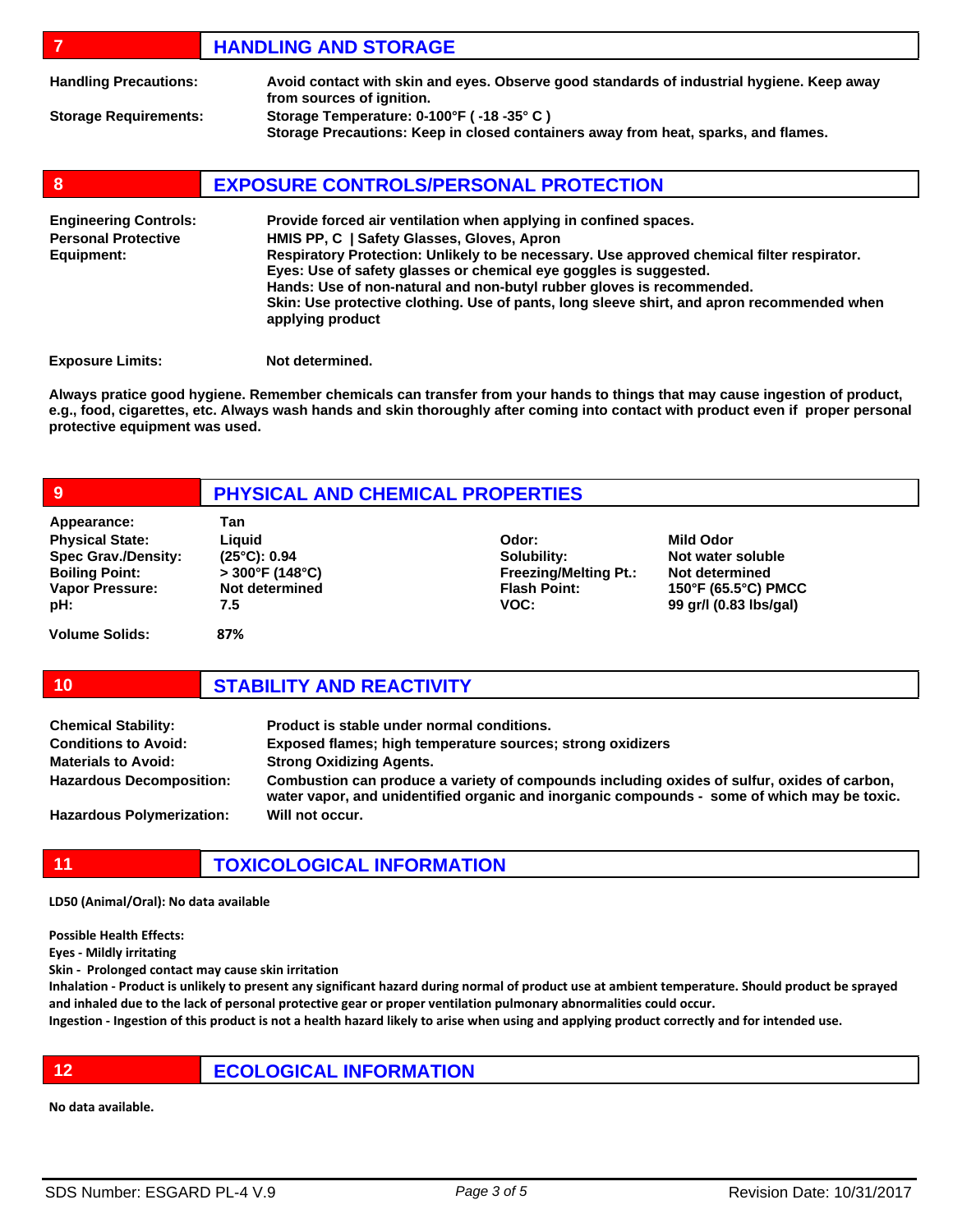## 7 HANDLING AND STORAGE

**Handling Precautions:** Avoid contact with skin and eyes. Observe good standards of industrial hygiene. Keep away from sources of ignition.

**Storage Requirements:** Storage Temperature: 0-100°F ( -18 -35° C )
Storage Precautions: Keep in closed containers away from heat, sparks, and flames.

## 8 EXPOSURE CONTROLS/PERSONAL PROTECTION

**Engineering Controls:** Provide forced air ventilation when applying in confined spaces.

**Personal Protective Equipment:** HMIS PP, C | Safety Glasses, Gloves, Apron
Respiratory Protection: Unlikely to be necessary. Use approved chemical filter respirator.
Eyes: Use of safety glasses or chemical eye goggles is suggested.
Hands: Use of non-natural and non-butyl rubber gloves is recommended.
Skin: Use protective clothing. Use of pants, long sleeve shirt, and apron recommended when applying product

**Exposure Limits:** Not determined.

**Always pratice good hygiene. Remember chemicals can transfer from your hands to things that may cause ingestion of product, e.g., food, cigarettes, etc. Always wash hands and skin thoroughly after coming into contact with product even if proper personal protective equipment was used.**

## 9 PHYSICAL AND CHEMICAL PROPERTIES

| Property | Value | Property | Value |
|---|---|---|---|
| Appearance: | Tan | | |
| Physical State: | Liquid | Odor: | Mild Odor |
| Spec Grav./Density: | (25°C): 0.94 | Solubility: | Not water soluble |
| Boiling Point: | > 300°F (148°C) | Freezing/Melting Pt.: | Not determined |
| Vapor Pressure: | Not determined | Flash Point: | 150°F (65.5°C) PMCC |
| pH: | 7.5 | VOC: | 99 gr/l (0.83 lbs/gal) |
| Volume Solids: | 87% | | |

## 10 STABILITY AND REACTIVITY

**Chemical Stability:** Product is stable under normal conditions.

**Conditions to Avoid:** Exposed flames; high temperature sources; strong oxidizers

**Materials to Avoid:** Strong Oxidizing Agents.

**Hazardous Decomposition:** Combustion can produce a variety of compounds including oxides of sulfur, oxides of carbon, water vapor, and unidentified organic and inorganic compounds - some of which may be toxic.

**Hazardous Polymerization:** Will not occur.

## 11 TOXICOLOGICAL INFORMATION

**LD50 (Animal/Oral): No data available**

**Possible Health Effects:**
**Eyes - Mildly irritating**
**Skin - Prolonged contact may cause skin irritation**
**Inhalation - Product is unlikely to present any significant hazard during normal of product use at ambient temperature. Should product be sprayed and inhaled due to the lack of personal protective gear or proper ventilation pulmonary abnormalities could occur.**
**Ingestion - Ingestion of this product is not a health hazard likely to arise when using and applying product correctly and for intended use.**

## 12 ECOLOGICAL INFORMATION

**No data available.**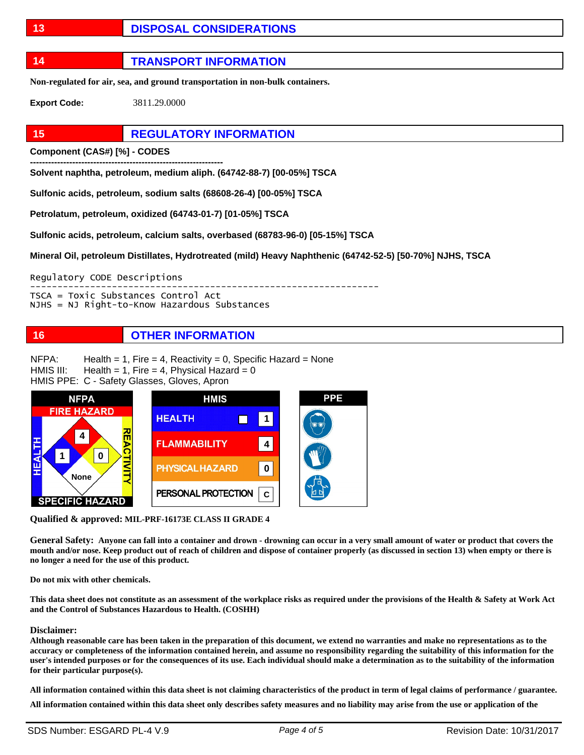## 13 DISPOSAL CONSIDERATIONS

## 14 TRANSPORT INFORMATION

**Non-regulated for air, sea, and ground transportation in non-bulk containers.**

**Export Code:** 3811.29.0000

## 15 REGULATORY INFORMATION

**Component (CAS#) [%] - CODES**

**----------------------------------------------------------------**

**Solvent naphtha, petroleum, medium aliph. (64742-88-7) [00-05%] TSCA**

**Sulfonic acids, petroleum, sodium salts (68608-26-4) [00-05%] TSCA**

**Petrolatum, petroleum, oxidized (64743-01-7) [01-05%] TSCA**

**Sulfonic acids, petroleum, calcium salts, overbased (68783-96-0) [05-15%] TSCA**

**Mineral Oil, petroleum Distillates, Hydrotreated (mild) Heavy Naphthenic (64742-52-5) [50-70%] NJHS, TSCA**

```
Regulatory CODE Descriptions
----------------------------------------------------------------
TSCA = Toxic Substances Control Act
NJHS = NJ Right-to-Know Hazardous Substances
```

## 16 OTHER INFORMATION

NFPA: Health = 1, Fire = 4, Reactivity = 0, Specific Hazard = None
HMIS III: Health = 1, Fire = 4, Physical Hazard = 0
HMIS PPE: C - Safety Glasses, Gloves, Apron

| NFPA | |
|---|---|
| FIRE HAZARD | 4 |
| HEALTH | 1 |
| REACTIVITY | 0 |
| SPECIFIC HAZARD | None |

| HMIS | |
|---|---|
| HEALTH | 1 |
| FLAMMABILITY | 4 |
| PHYSICAL HAZARD | 0 |
| PERSONAL PROTECTION | C |

PPE

**Qualified & approved: MIL-PRF-16173E CLASS II GRADE 4**

**General Safety: Anyone can fall into a container and drown - drowning can occur in a very small amount of water or product that covers the mouth and/or nose. Keep product out of reach of children and dispose of container properly (as discussed in section 13) when empty or there is no longer a need for the use of this product.**

**Do not mix with other chemicals.**

**This data sheet does not constitute as an assessment of the workplace risks as required under the provisions of the Health & Safety at Work Act and the Control of Substances Hazardous to Health. (COSHH)**

**Disclaimer:**
**Although reasonable care has been taken in the preparation of this document, we extend no warranties and make no representations as to the accuracy or completeness of the information contained herein, and assume no responsibility regarding the suitability of this information for the user's intended purposes or for the consequences of its use. Each individual should make a determination as to the suitability of the information for their particular purpose(s).**

**All information contained within this data sheet is not claiming characteristics of the product in term of legal claims of performance / guarantee.**

**All information contained within this data sheet only describes safety measures and no liability may arise from the use or application of the**

SDS Number: ESGARD PL-4 V.9 Revision Date: 10/31/2017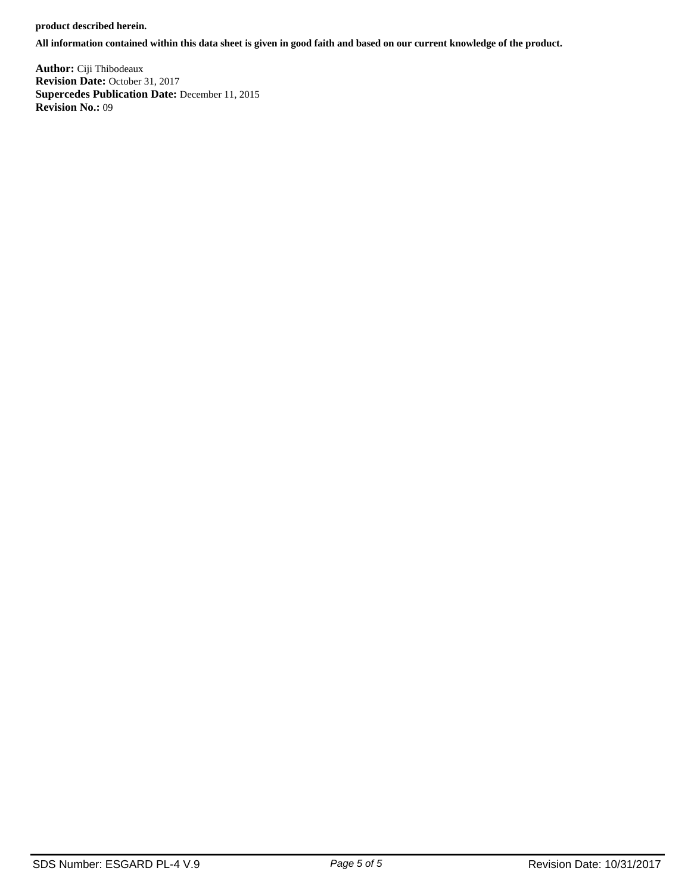**product described herein.**

**All information contained within this data sheet is given in good faith and based on our current knowledge of the product.**

**Author:** Ciji Thibodeaux
**Revision Date:** October 31, 2017
**Supercedes Publication Date:** December 11, 2015
**Revision No.:** 09